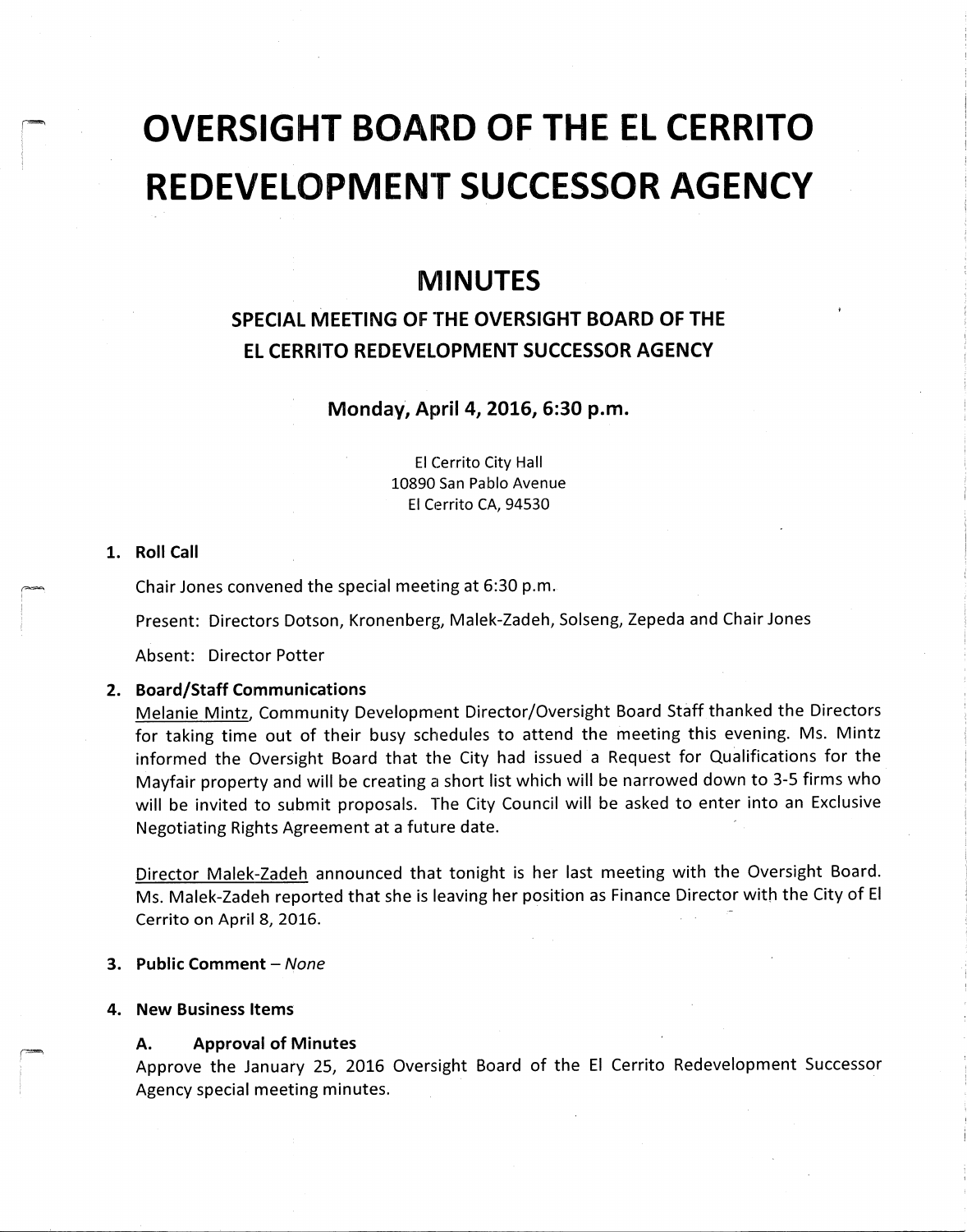# OVERSIGHT BOARD OF THE EL CERRITO REDEVELOPMENT SUCCESSOR AGENCY

## MINUTES

### SPECIAL MEETING OF THE OVERSIGHT BOARD OF THE EL CERRITO REDEVELOPMENT SUCCESSOR AGENCY

### Monday, April 4, 2016, 6:30 p.m.

El Cerrito City Hall
10890 San Pablo Avenue
El Cerrito CA, 94530

**1. Roll Call**

Chair Jones convened the special meeting at 6:30 p.m.

Present: Directors Dotson, Kronenberg, Malek-Zadeh, Solseng, Zepeda and Chair Jones

Absent: Director Potter

**2. Board/Staff Communications**

Melanie Mintz, Community Development Director/Oversight Board Staff thanked the Directors for taking time out of their busy schedules to attend the meeting this evening. Ms. Mintz informed the Oversight Board that the City had issued a Request for Qualifications for the Mayfair property and will be creating a short list which will be narrowed down to 3-5 firms who will be invited to submit proposals. The City Council will be asked to enter into an Exclusive Negotiating Rights Agreement at a future date.

Director Malek-Zadeh announced that tonight is her last meeting with the Oversight Board. Ms. Malek-Zadeh reported that she is leaving her position as Finance Director with the City of El Cerrito on April 8, 2016.

**3. Public Comment** – *None*

**4. New Business Items**

**A. Approval of Minutes**

Approve the January 25, 2016 Oversight Board of the El Cerrito Redevelopment Successor Agency special meeting minutes.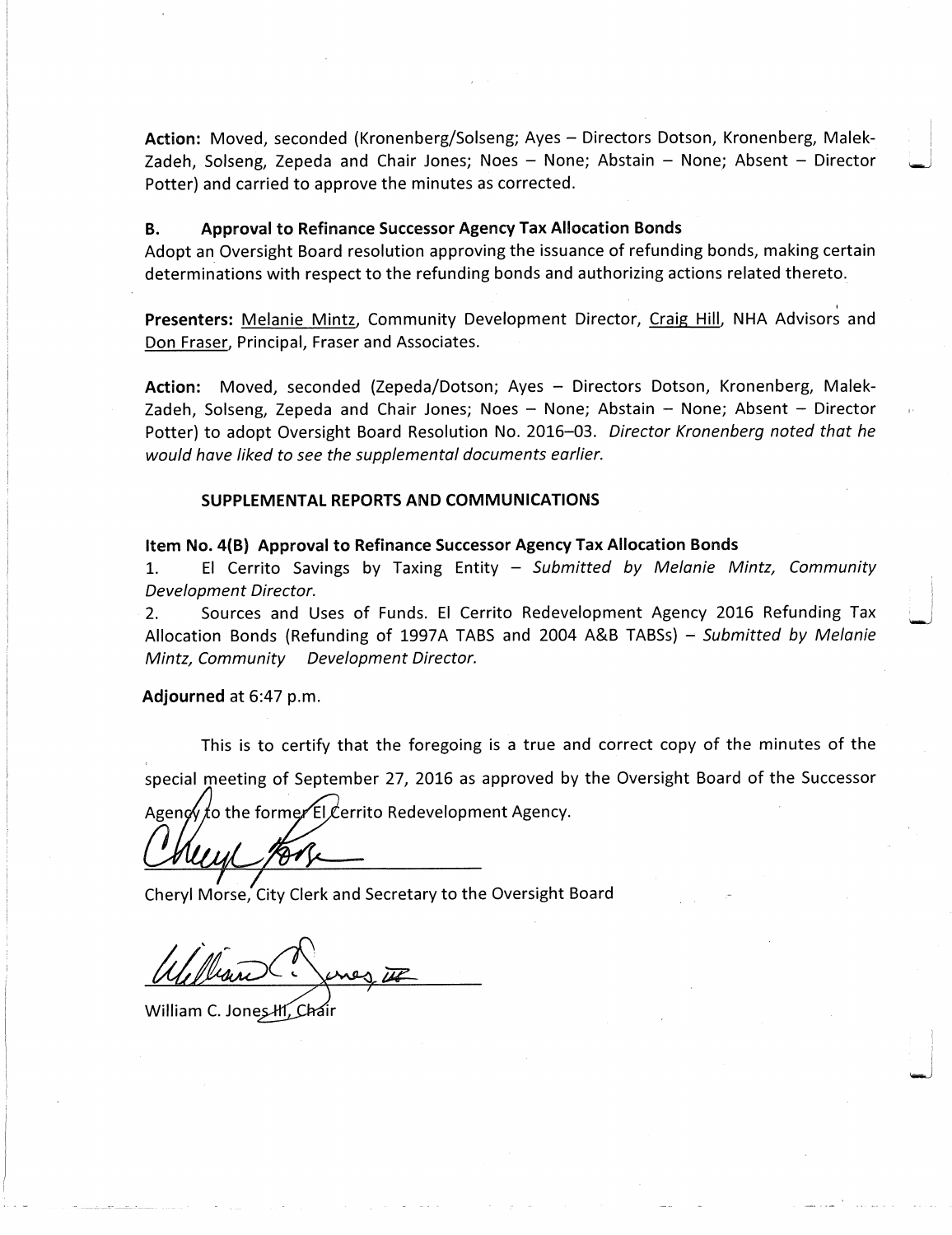**Action:** Moved, seconded (Kronenberg/Solseng; Ayes – Directors Dotson, Kronenberg, Malek-Zadeh, Solseng, Zepeda and Chair Jones; Noes – None; Abstain – None; Absent – Director Potter) and carried to approve the minutes as corrected.

### B. Approval to Refinance Successor Agency Tax Allocation Bonds

Adopt an Oversight Board resolution approving the issuance of refunding bonds, making certain determinations with respect to the refunding bonds and authorizing actions related thereto.

**Presenters:** Melanie Mintz, Community Development Director, Craig Hill, NHA Advisors and Don Fraser, Principal, Fraser and Associates.

**Action:** Moved, seconded (Zepeda/Dotson; Ayes – Directors Dotson, Kronenberg, Malek-Zadeh, Solseng, Zepeda and Chair Jones; Noes – None; Abstain – None; Absent – Director Potter) to adopt Oversight Board Resolution No. 2016–03. *Director Kronenberg noted that he would have liked to see the supplemental documents earlier.*

### SUPPLEMENTAL REPORTS AND COMMUNICATIONS

**Item No. 4(B) Approval to Refinance Successor Agency Tax Allocation Bonds**

1. El Cerrito Savings by Taxing Entity – *Submitted by Melanie Mintz, Community Development Director.*
2. Sources and Uses of Funds. El Cerrito Redevelopment Agency 2016 Refunding Tax Allocation Bonds (Refunding of 1997A TABS and 2004 A&B TABSs) – *Submitted by Melanie Mintz, Community Development Director.*

**Adjourned** at 6:47 p.m.

This is to certify that the foregoing is a true and correct copy of the minutes of the special meeting of September 27, 2016 as approved by the Oversight Board of the Successor Agency to the former El Cerrito Redevelopment Agency.

Cheryl Morse, City Clerk and Secretary to the Oversight Board

William C. Jones III, Chair